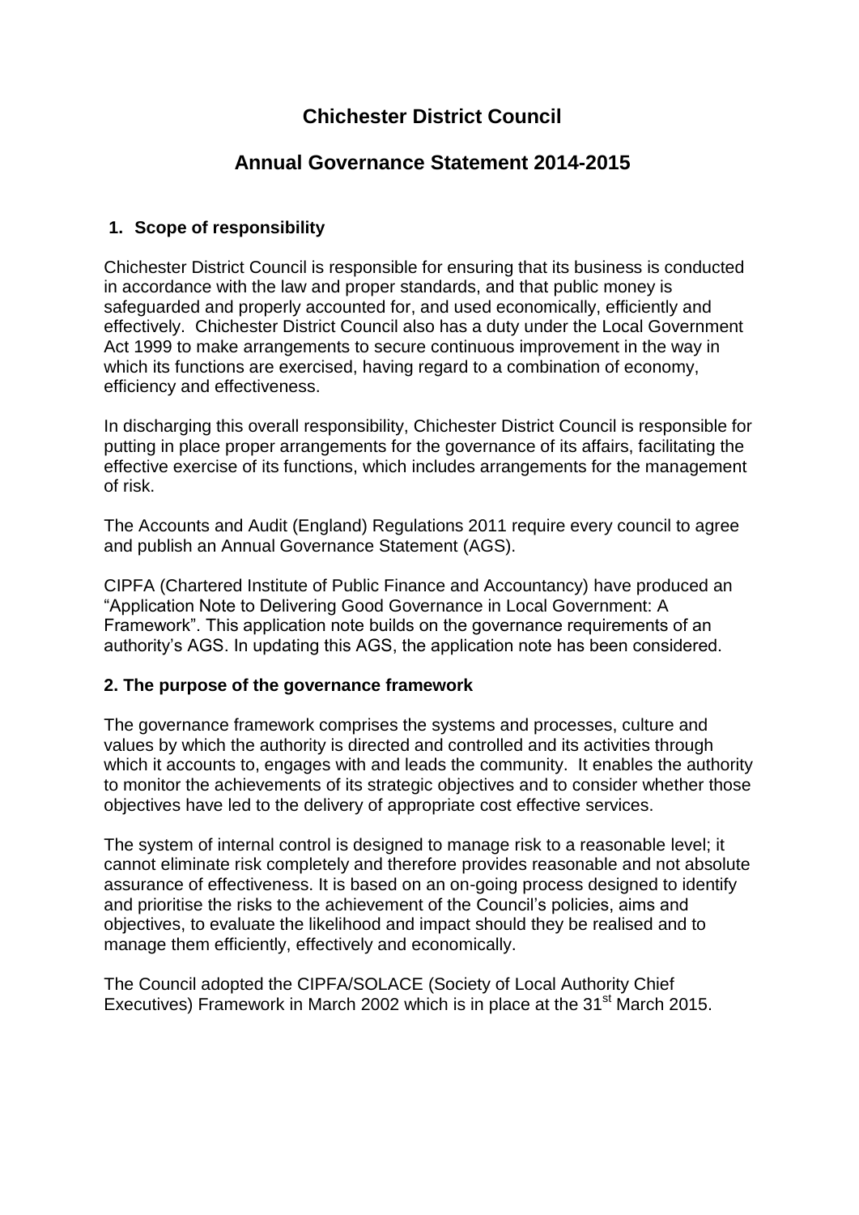# Chichester District Council

# Annual Governance Statement 2014-2015

## 1. Scope of responsibility

Chichester District Council is responsible for ensuring that its business is conducted in accordance with the law and proper standards, and that public money is safeguarded and properly accounted for, and used economically, efficiently and effectively. Chichester District Council also has a duty under the Local Government Act 1999 to make arrangements to secure continuous improvement in the way in which its functions are exercised, having regard to a combination of economy, efficiency and effectiveness.

In discharging this overall responsibility, Chichester District Council is responsible for putting in place proper arrangements for the governance of its affairs, facilitating the effective exercise of its functions, which includes arrangements for the management of risk.

The Accounts and Audit (England) Regulations 2011 require every council to agree and publish an Annual Governance Statement (AGS).

CIPFA (Chartered Institute of Public Finance and Accountancy) have produced an "Application Note to Delivering Good Governance in Local Government: A Framework". This application note builds on the governance requirements of an authority's AGS. In updating this AGS, the application note has been considered.

## 2. The purpose of the governance framework

The governance framework comprises the systems and processes, culture and values by which the authority is directed and controlled and its activities through which it accounts to, engages with and leads the community. It enables the authority to monitor the achievements of its strategic objectives and to consider whether those objectives have led to the delivery of appropriate cost effective services.

The system of internal control is designed to manage risk to a reasonable level; it cannot eliminate risk completely and therefore provides reasonable and not absolute assurance of effectiveness. It is based on an on-going process designed to identify and prioritise the risks to the achievement of the Council's policies, aims and objectives, to evaluate the likelihood and impact should they be realised and to manage them efficiently, effectively and economically.

The Council adopted the CIPFA/SOLACE (Society of Local Authority Chief Executives) Framework in March 2002 which is in place at the 31st March 2015.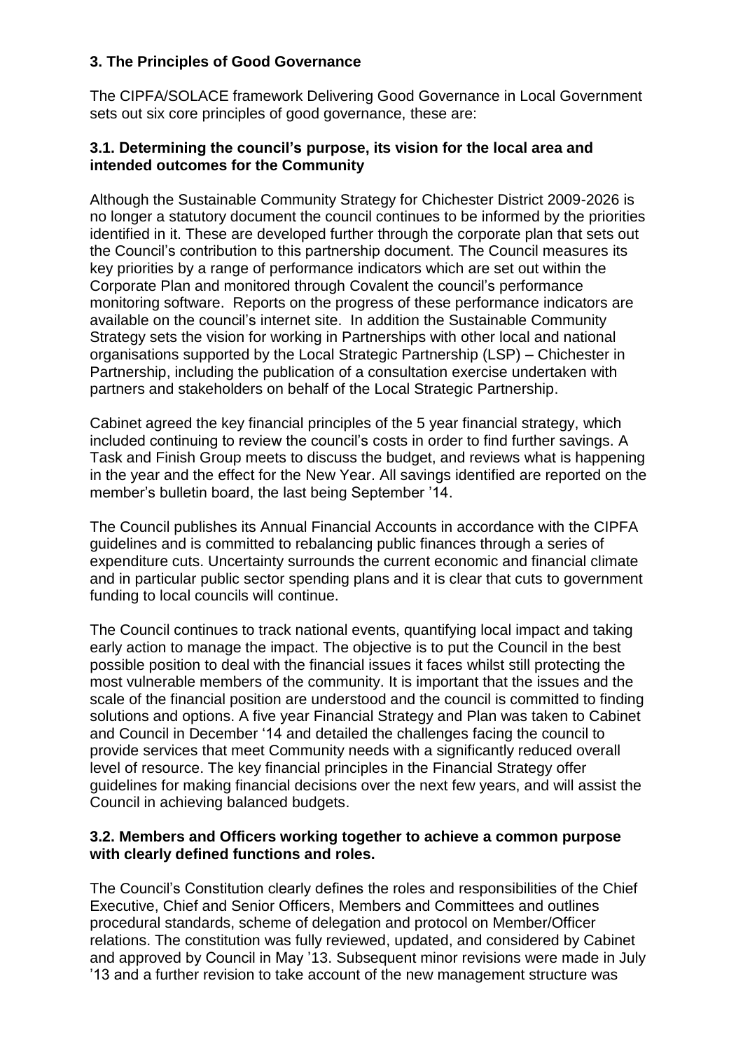## 3. The Principles of Good Governance

The CIPFA/SOLACE framework Delivering Good Governance in Local Government sets out six core principles of good governance, these are:

### 3.1. Determining the council's purpose, its vision for the local area and intended outcomes for the Community

Although the Sustainable Community Strategy for Chichester District 2009-2026 is no longer a statutory document the council continues to be informed by the priorities identified in it. These are developed further through the corporate plan that sets out the Council's contribution to this partnership document. The Council measures its key priorities by a range of performance indicators which are set out within the Corporate Plan and monitored through Covalent the council's performance monitoring software. Reports on the progress of these performance indicators are available on the council's internet site. In addition the Sustainable Community Strategy sets the vision for working in Partnerships with other local and national organisations supported by the Local Strategic Partnership (LSP) – Chichester in Partnership, including the publication of a consultation exercise undertaken with partners and stakeholders on behalf of the Local Strategic Partnership.

Cabinet agreed the key financial principles of the 5 year financial strategy, which included continuing to review the council's costs in order to find further savings. A Task and Finish Group meets to discuss the budget, and reviews what is happening in the year and the effect for the New Year. All savings identified are reported on the member's bulletin board, the last being September '14.

The Council publishes its Annual Financial Accounts in accordance with the CIPFA guidelines and is committed to rebalancing public finances through a series of expenditure cuts. Uncertainty surrounds the current economic and financial climate and in particular public sector spending plans and it is clear that cuts to government funding to local councils will continue.

The Council continues to track national events, quantifying local impact and taking early action to manage the impact. The objective is to put the Council in the best possible position to deal with the financial issues it faces whilst still protecting the most vulnerable members of the community. It is important that the issues and the scale of the financial position are understood and the council is committed to finding solutions and options. A five year Financial Strategy and Plan was taken to Cabinet and Council in December '14 and detailed the challenges facing the council to provide services that meet Community needs with a significantly reduced overall level of resource. The key financial principles in the Financial Strategy offer guidelines for making financial decisions over the next few years, and will assist the Council in achieving balanced budgets.

### 3.2. Members and Officers working together to achieve a common purpose with clearly defined functions and roles.

The Council's Constitution clearly defines the roles and responsibilities of the Chief Executive, Chief and Senior Officers, Members and Committees and outlines procedural standards, scheme of delegation and protocol on Member/Officer relations. The constitution was fully reviewed, updated, and considered by Cabinet and approved by Council in May '13. Subsequent minor revisions were made in July '13 and a further revision to take account of the new management structure was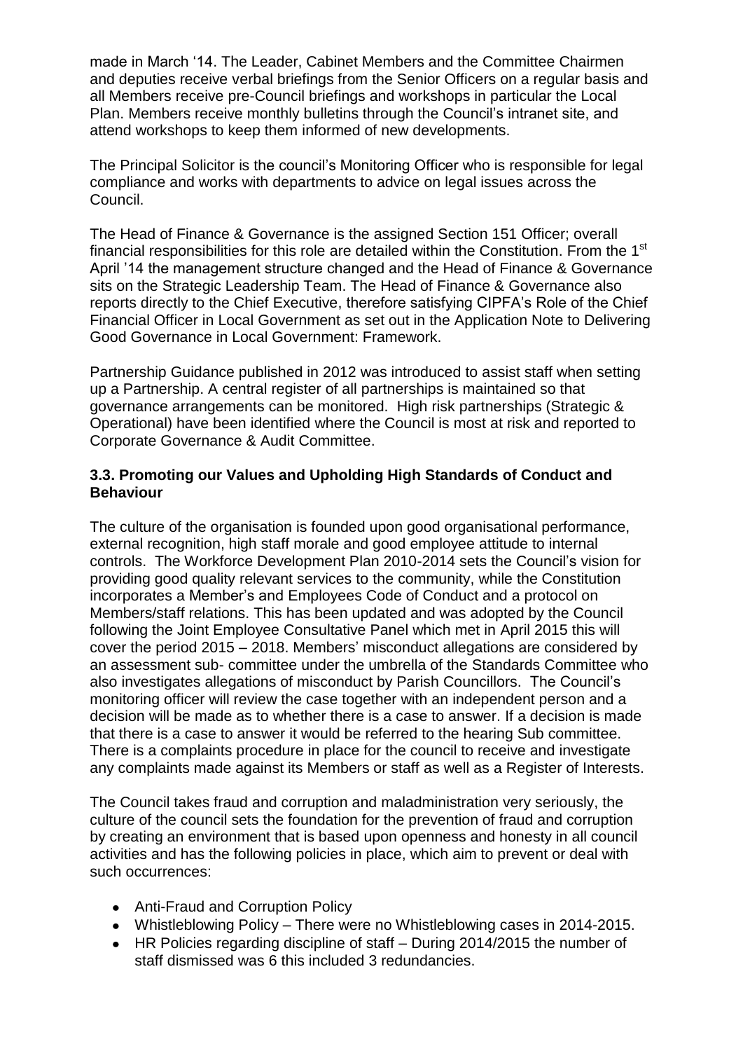made in March '14. The Leader, Cabinet Members and the Committee Chairmen and deputies receive verbal briefings from the Senior Officers on a regular basis and all Members receive pre-Council briefings and workshops in particular the Local Plan. Members receive monthly bulletins through the Council's intranet site, and attend workshops to keep them informed of new developments.

The Principal Solicitor is the council's Monitoring Officer who is responsible for legal compliance and works with departments to advice on legal issues across the Council.

The Head of Finance & Governance is the assigned Section 151 Officer; overall financial responsibilities for this role are detailed within the Constitution. From the 1st April '14 the management structure changed and the Head of Finance & Governance sits on the Strategic Leadership Team. The Head of Finance & Governance also reports directly to the Chief Executive, therefore satisfying CIPFA's Role of the Chief Financial Officer in Local Government as set out in the Application Note to Delivering Good Governance in Local Government: Framework.

Partnership Guidance published in 2012 was introduced to assist staff when setting up a Partnership. A central register of all partnerships is maintained so that governance arrangements can be monitored. High risk partnerships (Strategic & Operational) have been identified where the Council is most at risk and reported to Corporate Governance & Audit Committee.

### 3.3. Promoting our Values and Upholding High Standards of Conduct and Behaviour

The culture of the organisation is founded upon good organisational performance, external recognition, high staff morale and good employee attitude to internal controls. The Workforce Development Plan 2010-2014 sets the Council's vision for providing good quality relevant services to the community, while the Constitution incorporates a Member's and Employees Code of Conduct and a protocol on Members/staff relations. This has been updated and was adopted by the Council following the Joint Employee Consultative Panel which met in April 2015 this will cover the period 2015 – 2018. Members' misconduct allegations are considered by an assessment sub- committee under the umbrella of the Standards Committee who also investigates allegations of misconduct by Parish Councillors. The Council's monitoring officer will review the case together with an independent person and a decision will be made as to whether there is a case to answer. If a decision is made that there is a case to answer it would be referred to the hearing Sub committee. There is a complaints procedure in place for the council to receive and investigate any complaints made against its Members or staff as well as a Register of Interests.

The Council takes fraud and corruption and maladministration very seriously, the culture of the council sets the foundation for the prevention of fraud and corruption by creating an environment that is based upon openness and honesty in all council activities and has the following policies in place, which aim to prevent or deal with such occurrences:

- Anti-Fraud and Corruption Policy
- Whistleblowing Policy – There were no Whistleblowing cases in 2014-2015.
- HR Policies regarding discipline of staff – During 2014/2015 the number of staff dismissed was 6 this included 3 redundancies.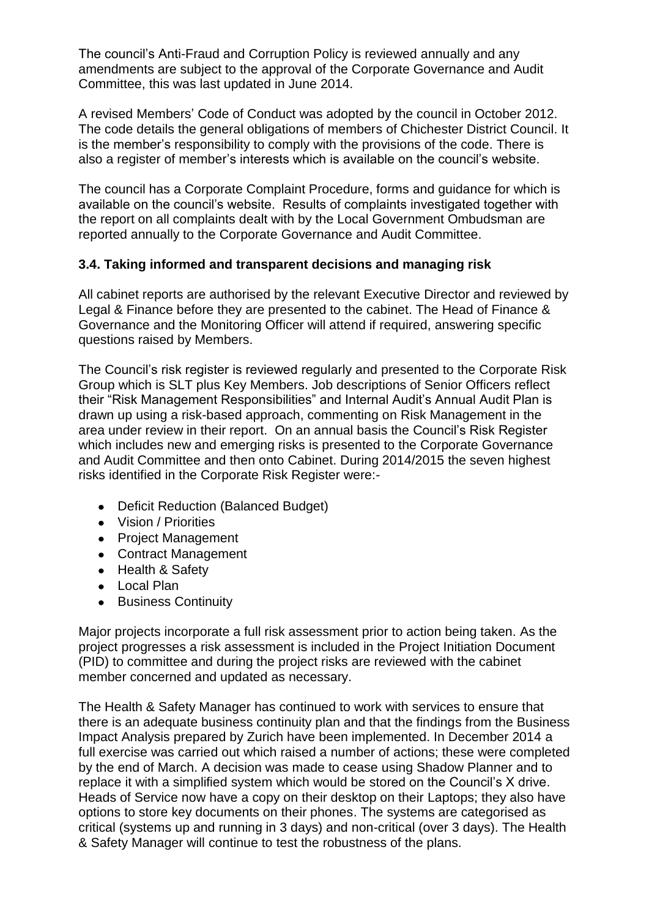The council's Anti-Fraud and Corruption Policy is reviewed annually and any amendments are subject to the approval of the Corporate Governance and Audit Committee, this was last updated in June 2014.

A revised Members' Code of Conduct was adopted by the council in October 2012. The code details the general obligations of members of Chichester District Council. It is the member's responsibility to comply with the provisions of the code. There is also a register of member's interests which is available on the council's website.

The council has a Corporate Complaint Procedure, forms and guidance for which is available on the council's website. Results of complaints investigated together with the report on all complaints dealt with by the Local Government Ombudsman are reported annually to the Corporate Governance and Audit Committee.

### 3.4. Taking informed and transparent decisions and managing risk

All cabinet reports are authorised by the relevant Executive Director and reviewed by Legal & Finance before they are presented to the cabinet. The Head of Finance & Governance and the Monitoring Officer will attend if required, answering specific questions raised by Members.

The Council's risk register is reviewed regularly and presented to the Corporate Risk Group which is SLT plus Key Members. Job descriptions of Senior Officers reflect their "Risk Management Responsibilities" and Internal Audit's Annual Audit Plan is drawn up using a risk-based approach, commenting on Risk Management in the area under review in their report. On an annual basis the Council's Risk Register which includes new and emerging risks is presented to the Corporate Governance and Audit Committee and then onto Cabinet. During 2014/2015 the seven highest risks identified in the Corporate Risk Register were:-

- Deficit Reduction (Balanced Budget)
- Vision / Priorities
- Project Management
- Contract Management
- Health & Safety
- Local Plan
- Business Continuity

Major projects incorporate a full risk assessment prior to action being taken. As the project progresses a risk assessment is included in the Project Initiation Document (PID) to committee and during the project risks are reviewed with the cabinet member concerned and updated as necessary.

The Health & Safety Manager has continued to work with services to ensure that there is an adequate business continuity plan and that the findings from the Business Impact Analysis prepared by Zurich have been implemented. In December 2014 a full exercise was carried out which raised a number of actions; these were completed by the end of March. A decision was made to cease using Shadow Planner and to replace it with a simplified system which would be stored on the Council's X drive. Heads of Service now have a copy on their desktop on their Laptops; they also have options to store key documents on their phones. The systems are categorised as critical (systems up and running in 3 days) and non-critical (over 3 days). The Health & Safety Manager will continue to test the robustness of the plans.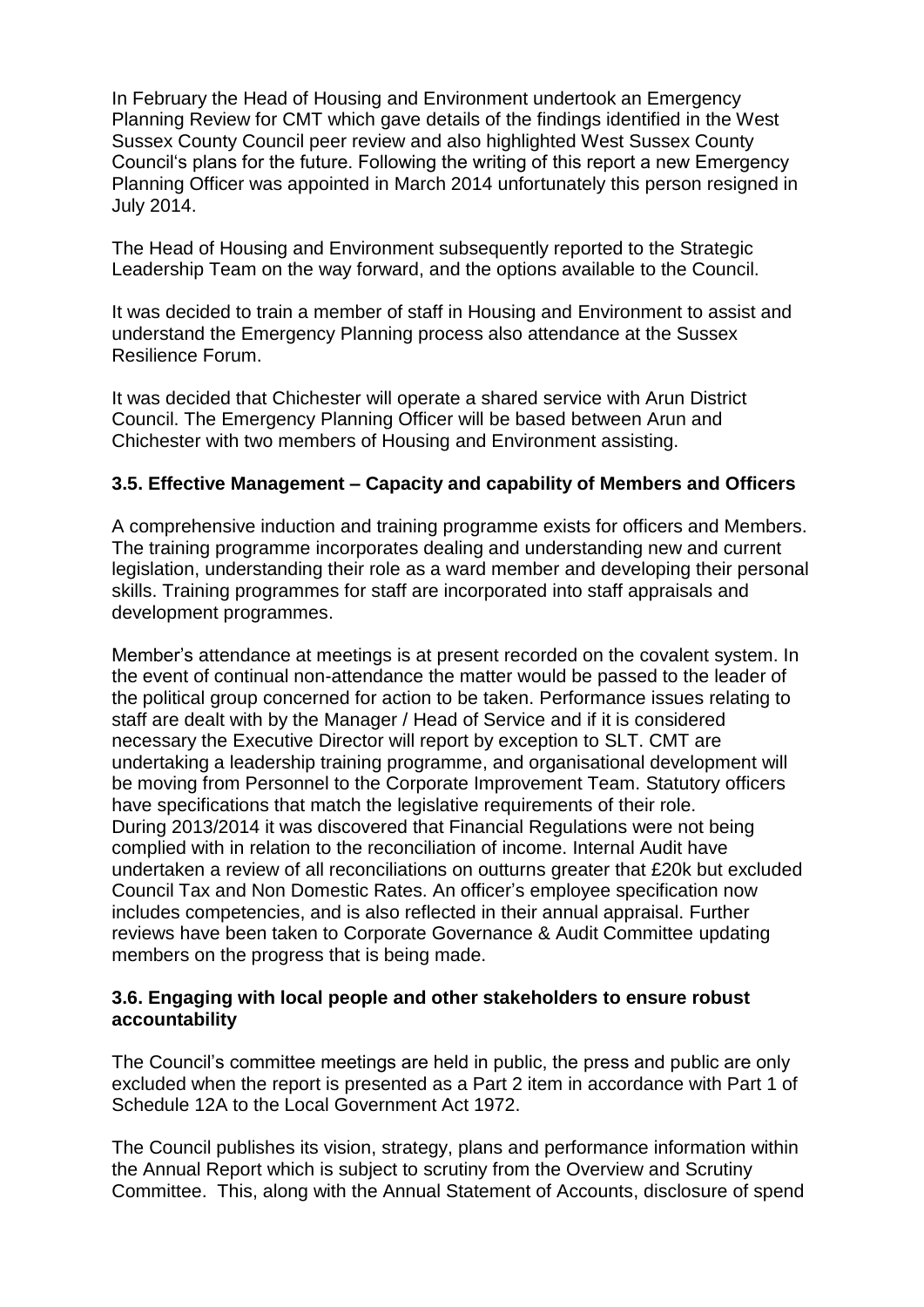In February the Head of Housing and Environment undertook an Emergency Planning Review for CMT which gave details of the findings identified in the West Sussex County Council peer review and also highlighted West Sussex County Council's plans for the future. Following the writing of this report a new Emergency Planning Officer was appointed in March 2014 unfortunately this person resigned in July 2014.

The Head of Housing and Environment subsequently reported to the Strategic Leadership Team on the way forward, and the options available to the Council.

It was decided to train a member of staff in Housing and Environment to assist and understand the Emergency Planning process also attendance at the Sussex Resilience Forum.

It was decided that Chichester will operate a shared service with Arun District Council. The Emergency Planning Officer will be based between Arun and Chichester with two members of Housing and Environment assisting.

### 3.5. Effective Management – Capacity and capability of Members and Officers

A comprehensive induction and training programme exists for officers and Members. The training programme incorporates dealing and understanding new and current legislation, understanding their role as a ward member and developing their personal skills. Training programmes for staff are incorporated into staff appraisals and development programmes.

Member's attendance at meetings is at present recorded on the covalent system. In the event of continual non-attendance the matter would be passed to the leader of the political group concerned for action to be taken. Performance issues relating to staff are dealt with by the Manager / Head of Service and if it is considered necessary the Executive Director will report by exception to SLT. CMT are undertaking a leadership training programme, and organisational development will be moving from Personnel to the Corporate Improvement Team. Statutory officers have specifications that match the legislative requirements of their role.
During 2013/2014 it was discovered that Financial Regulations were not being complied with in relation to the reconciliation of income. Internal Audit have undertaken a review of all reconciliations on outturns greater that £20k but excluded Council Tax and Non Domestic Rates. An officer's employee specification now includes competencies, and is also reflected in their annual appraisal. Further reviews have been taken to Corporate Governance & Audit Committee updating members on the progress that is being made.

### 3.6. Engaging with local people and other stakeholders to ensure robust accountability

The Council's committee meetings are held in public, the press and public are only excluded when the report is presented as a Part 2 item in accordance with Part 1 of Schedule 12A to the Local Government Act 1972.

The Council publishes its vision, strategy, plans and performance information within the Annual Report which is subject to scrutiny from the Overview and Scrutiny Committee. This, along with the Annual Statement of Accounts, disclosure of spend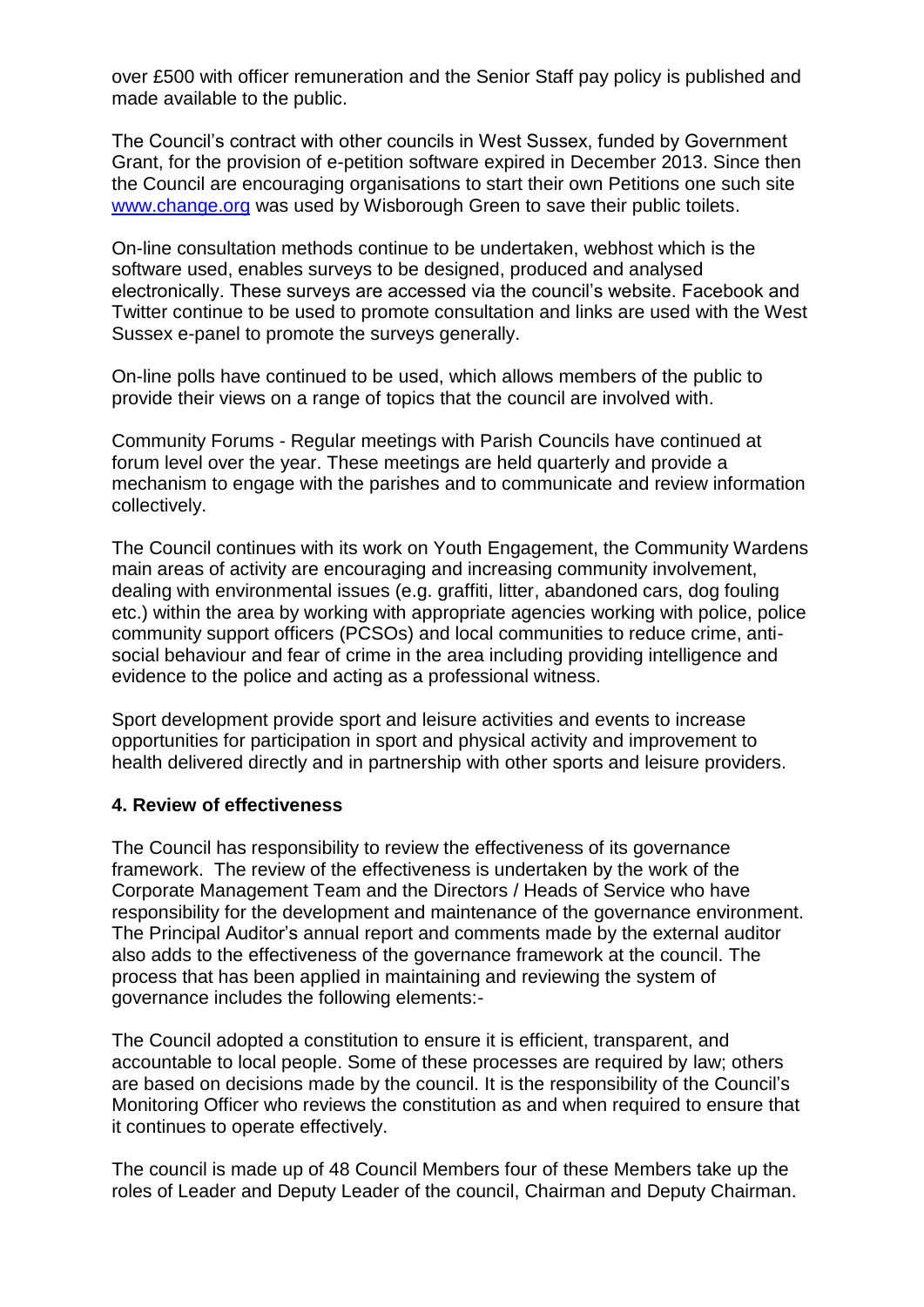over £500 with officer remuneration and the Senior Staff pay policy is published and made available to the public.

The Council's contract with other councils in West Sussex, funded by Government Grant, for the provision of e-petition software expired in December 2013. Since then the Council are encouraging organisations to start their own Petitions one such site [www.change.org](http://www.change.org) was used by Wisborough Green to save their public toilets.

On-line consultation methods continue to be undertaken, webhost which is the software used, enables surveys to be designed, produced and analysed electronically. These surveys are accessed via the council's website. Facebook and Twitter continue to be used to promote consultation and links are used with the West Sussex e-panel to promote the surveys generally.

On-line polls have continued to be used, which allows members of the public to provide their views on a range of topics that the council are involved with.

Community Forums - Regular meetings with Parish Councils have continued at forum level over the year. These meetings are held quarterly and provide a mechanism to engage with the parishes and to communicate and review information collectively.

The Council continues with its work on Youth Engagement, the Community Wardens main areas of activity are encouraging and increasing community involvement, dealing with environmental issues (e.g. graffiti, litter, abandoned cars, dog fouling etc.) within the area by working with appropriate agencies working with police, police community support officers (PCSOs) and local communities to reduce crime, anti-social behaviour and fear of crime in the area including providing intelligence and evidence to the police and acting as a professional witness.

Sport development provide sport and leisure activities and events to increase opportunities for participation in sport and physical activity and improvement to health delivered directly and in partnership with other sports and leisure providers.

**4. Review of effectiveness**

The Council has responsibility to review the effectiveness of its governance framework. The review of the effectiveness is undertaken by the work of the Corporate Management Team and the Directors / Heads of Service who have responsibility for the development and maintenance of the governance environment. The Principal Auditor's annual report and comments made by the external auditor also adds to the effectiveness of the governance framework at the council. The process that has been applied in maintaining and reviewing the system of governance includes the following elements:-

The Council adopted a constitution to ensure it is efficient, transparent, and accountable to local people. Some of these processes are required by law; others are based on decisions made by the council. It is the responsibility of the Council's Monitoring Officer who reviews the constitution as and when required to ensure that it continues to operate effectively.

The council is made up of 48 Council Members four of these Members take up the roles of Leader and Deputy Leader of the council, Chairman and Deputy Chairman.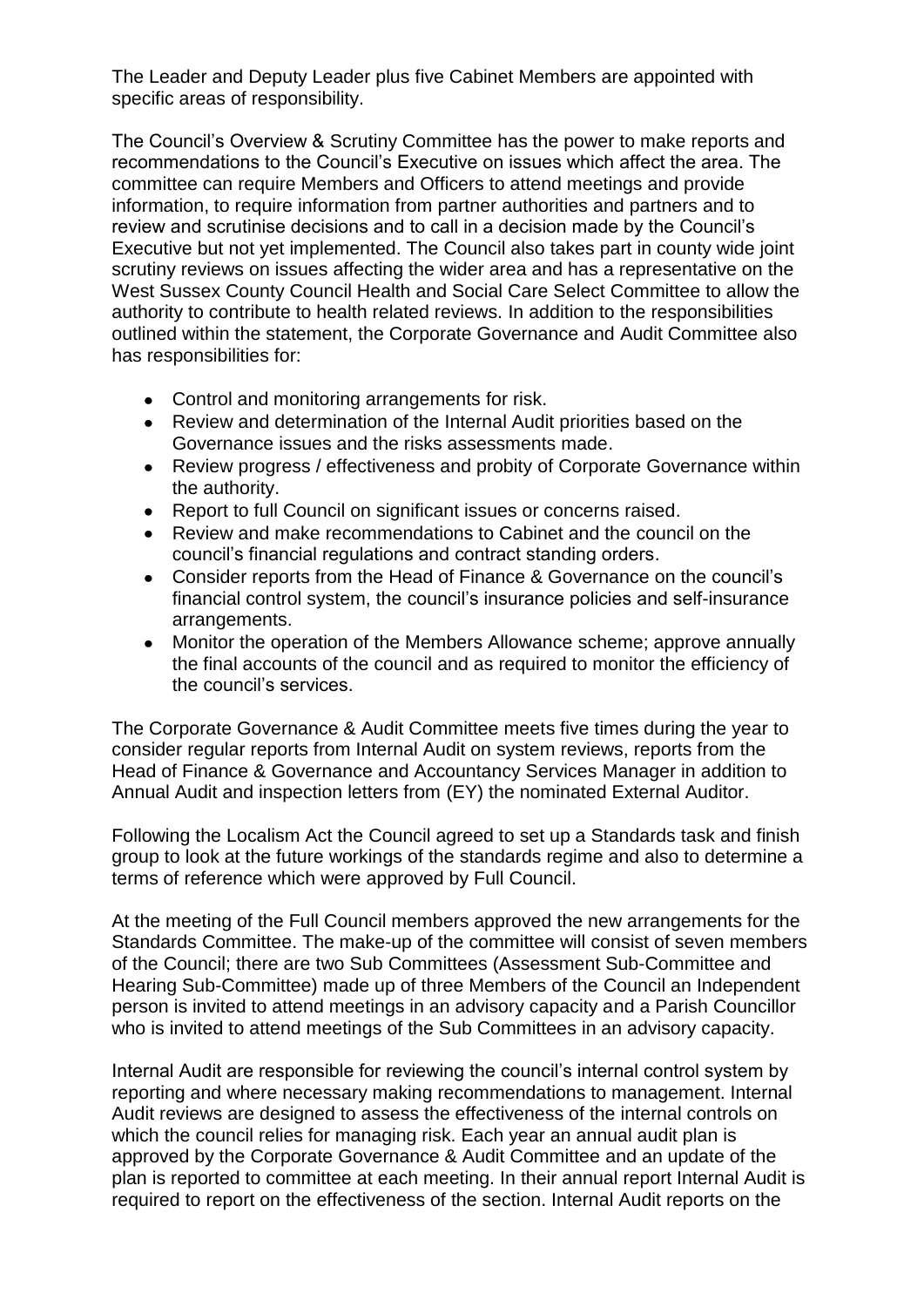The Leader and Deputy Leader plus five Cabinet Members are appointed with specific areas of responsibility.

The Council's Overview & Scrutiny Committee has the power to make reports and recommendations to the Council's Executive on issues which affect the area. The committee can require Members and Officers to attend meetings and provide information, to require information from partner authorities and partners and to review and scrutinise decisions and to call in a decision made by the Council's Executive but not yet implemented. The Council also takes part in county wide joint scrutiny reviews on issues affecting the wider area and has a representative on the West Sussex County Council Health and Social Care Select Committee to allow the authority to contribute to health related reviews. In addition to the responsibilities outlined within the statement, the Corporate Governance and Audit Committee also has responsibilities for:

- Control and monitoring arrangements for risk.
- Review and determination of the Internal Audit priorities based on the Governance issues and the risks assessments made.
- Review progress / effectiveness and probity of Corporate Governance within the authority.
- Report to full Council on significant issues or concerns raised.
- Review and make recommendations to Cabinet and the council on the council's financial regulations and contract standing orders.
- Consider reports from the Head of Finance & Governance on the council's financial control system, the council's insurance policies and self-insurance arrangements.
- Monitor the operation of the Members Allowance scheme; approve annually the final accounts of the council and as required to monitor the efficiency of the council's services.

The Corporate Governance & Audit Committee meets five times during the year to consider regular reports from Internal Audit on system reviews, reports from the Head of Finance & Governance and Accountancy Services Manager in addition to Annual Audit and inspection letters from (EY) the nominated External Auditor.

Following the Localism Act the Council agreed to set up a Standards task and finish group to look at the future workings of the standards regime and also to determine a terms of reference which were approved by Full Council.

At the meeting of the Full Council members approved the new arrangements for the Standards Committee. The make-up of the committee will consist of seven members of the Council; there are two Sub Committees (Assessment Sub-Committee and Hearing Sub-Committee) made up of three Members of the Council an Independent person is invited to attend meetings in an advisory capacity and a Parish Councillor who is invited to attend meetings of the Sub Committees in an advisory capacity.

Internal Audit are responsible for reviewing the council's internal control system by reporting and where necessary making recommendations to management. Internal Audit reviews are designed to assess the effectiveness of the internal controls on which the council relies for managing risk. Each year an annual audit plan is approved by the Corporate Governance & Audit Committee and an update of the plan is reported to committee at each meeting. In their annual report Internal Audit is required to report on the effectiveness of the section. Internal Audit reports on the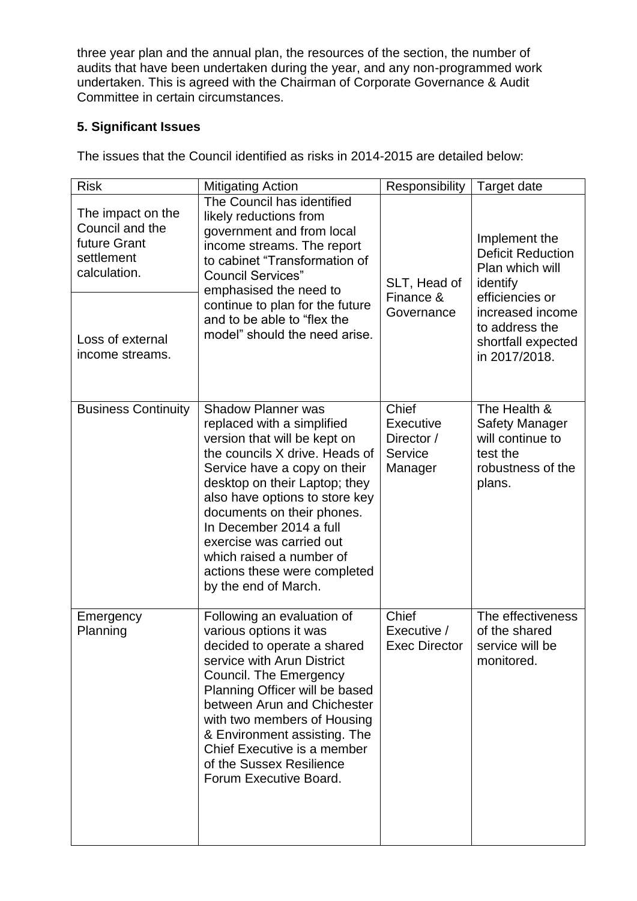three year plan and the annual plan, the resources of the section, the number of audits that have been undertaken during the year, and any non-programmed work undertaken. This is agreed with the Chairman of Corporate Governance & Audit Committee in certain circumstances.

## 5. Significant Issues

The issues that the Council identified as risks in 2014-2015 are detailed below:

| Risk | Mitigating Action | Responsibility | Target date |
|---|---|---|---|
| The impact on the Council and the future Grant settlement calculation.<br><br>Loss of external income streams. | The Council has identified likely reductions from government and from local income streams. The report to cabinet "Transformation of Council Services" emphasised the need to continue to plan for the future and to be able to "flex the model" should the need arise. | SLT, Head of Finance & Governance | Implement the Deficit Reduction Plan which will identify efficiencies or increased income to address the shortfall expected in 2017/2018. |
| Business Continuity | Shadow Planner was replaced with a simplified version that will be kept on the councils X drive. Heads of Service have a copy on their desktop on their Laptop; they also have options to store key documents on their phones. In December 2014 a full exercise was carried out which raised a number of actions these were completed by the end of March. | Chief Executive Director / Service Manager | The Health & Safety Manager will continue to test the robustness of the plans. |
| Emergency Planning | Following an evaluation of various options it was decided to operate a shared service with Arun District Council. The Emergency Planning Officer will be based between Arun and Chichester with two members of Housing & Environment assisting. The Chief Executive is a member of the Sussex Resilience Forum Executive Board. | Chief Executive / Exec Director | The effectiveness of the shared service will be monitored. |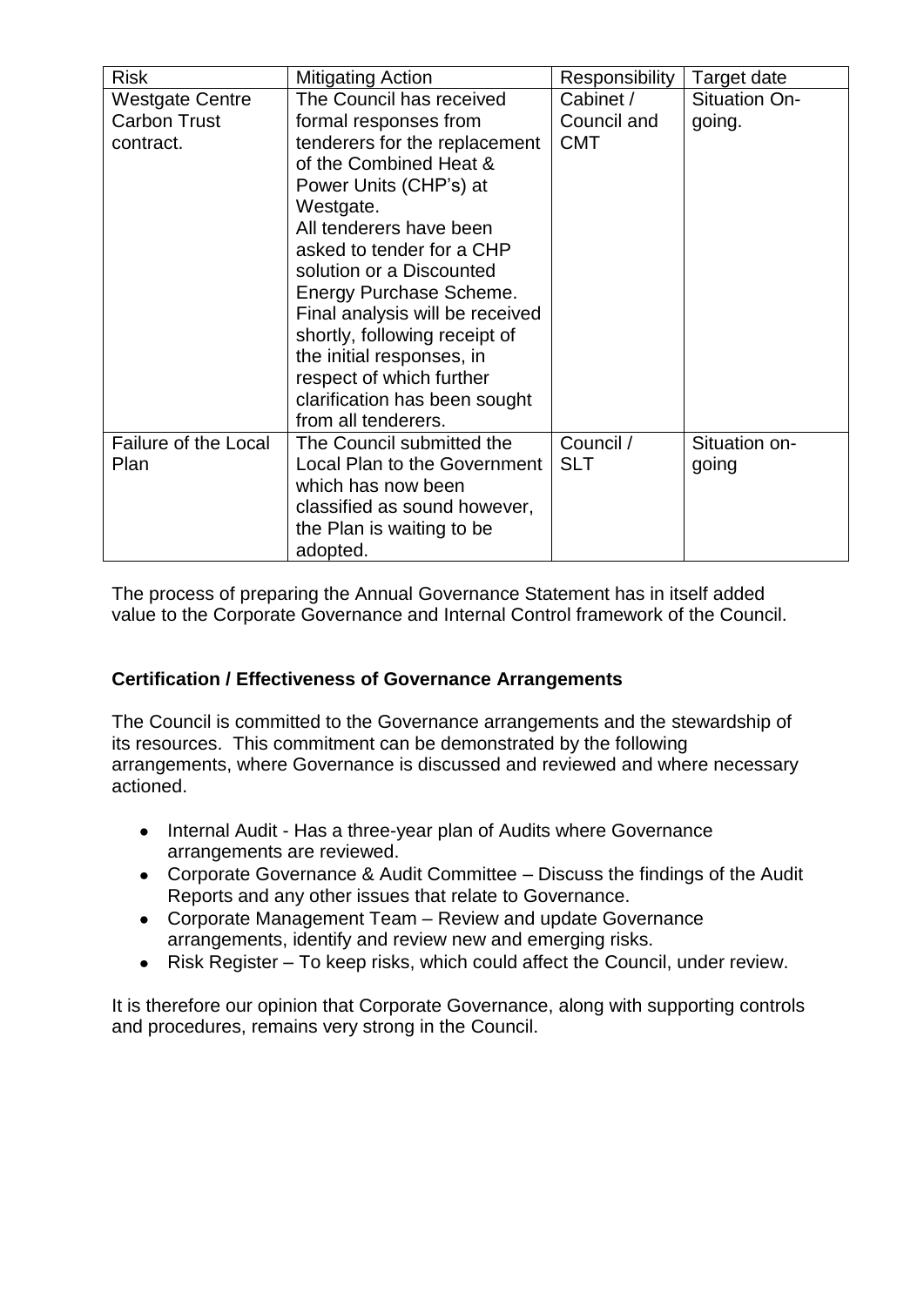| Risk | Mitigating Action | Responsibility | Target date |
| --- | --- | --- | --- |
| Westgate Centre Carbon Trust contract. | The Council has received formal responses from tenderers for the replacement of the Combined Heat & Power Units (CHP's) at Westgate. All tenderers have been asked to tender for a CHP solution or a Discounted Energy Purchase Scheme. Final analysis will be received shortly, following receipt of the initial responses, in respect of which further clarification has been sought from all tenderers. | Cabinet / Council and CMT | Situation On-going. |
| Failure of the Local Plan | The Council submitted the Local Plan to the Government which has now been classified as sound however, the Plan is waiting to be adopted. | Council / SLT | Situation on-going |

The process of preparing the Annual Governance Statement has in itself added value to the Corporate Governance and Internal Control framework of the Council.

**Certification / Effectiveness of Governance Arrangements**

The Council is committed to the Governance arrangements and the stewardship of its resources. This commitment can be demonstrated by the following arrangements, where Governance is discussed and reviewed and where necessary actioned.

- Internal Audit - Has a three-year plan of Audits where Governance arrangements are reviewed.
- Corporate Governance & Audit Committee – Discuss the findings of the Audit Reports and any other issues that relate to Governance.
- Corporate Management Team – Review and update Governance arrangements, identify and review new and emerging risks.
- Risk Register – To keep risks, which could affect the Council, under review.

It is therefore our opinion that Corporate Governance, along with supporting controls and procedures, remains very strong in the Council.